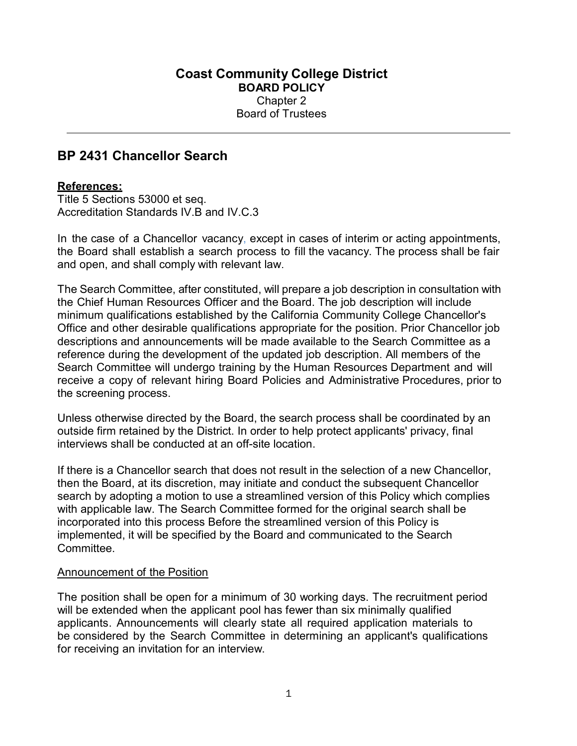# Coast Community College District

**BOARD POLICY**

Chapter 2

Board of Trustees

---

## BP 2431 Chancellor Search

**References:**

Title 5 Sections 53000 et seq.
Accreditation Standards IV.B and IV.C.3

In the case of a Chancellor vacancy, except in cases of interim or acting appointments, the Board shall establish a search process to fill the vacancy. The process shall be fair and open, and shall comply with relevant law.

The Search Committee, after constituted, will prepare a job description in consultation with the Chief Human Resources Officer and the Board. The job description will include minimum qualifications established by the California Community College Chancellor's Office and other desirable qualifications appropriate for the position. Prior Chancellor job descriptions and announcements will be made available to the Search Committee as a reference during the development of the updated job description. All members of the Search Committee will undergo training by the Human Resources Department and will receive a copy of relevant hiring Board Policies and Administrative Procedures, prior to the screening process.

Unless otherwise directed by the Board, the search process shall be coordinated by an outside firm retained by the District. In order to help protect applicants' privacy, final interviews shall be conducted at an off-site location.

If there is a Chancellor search that does not result in the selection of a new Chancellor, then the Board, at its discretion, may initiate and conduct the subsequent Chancellor search by adopting a motion to use a streamlined version of this Policy which complies with applicable law. The Search Committee formed for the original search shall be incorporated into this process Before the streamlined version of this Policy is implemented, it will be specified by the Board and communicated to the Search Committee.

Announcement of the Position

The position shall be open for a minimum of 30 working days. The recruitment period will be extended when the applicant pool has fewer than six minimally qualified applicants. Announcements will clearly state all required application materials to be considered by the Search Committee in determining an applicant's qualifications for receiving an invitation for an interview.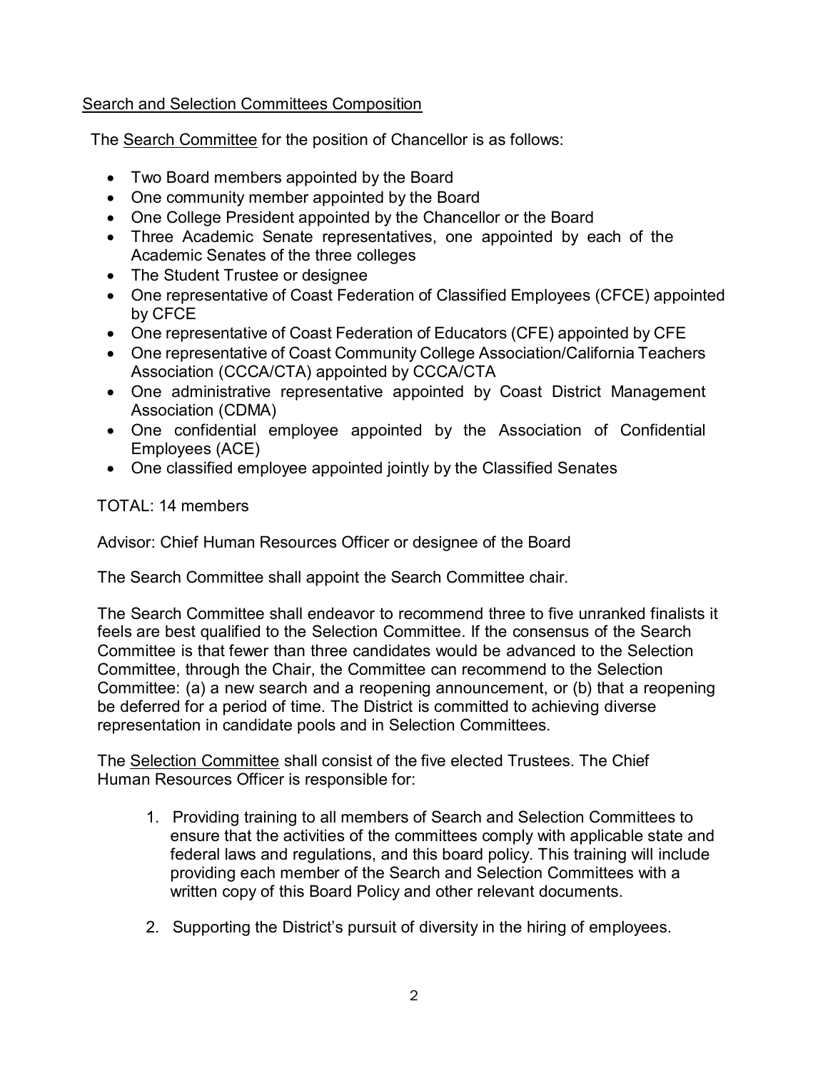<u>Search and Selection Committees Composition</u>

The <u>Search Committee</u> for the position of Chancellor is as follows:

- Two Board members appointed by the Board
- One community member appointed by the Board
- One College President appointed by the Chancellor or the Board
- Three Academic Senate representatives, one appointed by each of the Academic Senates of the three colleges
- The Student Trustee or designee
- One representative of Coast Federation of Classified Employees (CFCE) appointed by CFCE
- One representative of Coast Federation of Educators (CFE) appointed by CFE
- One representative of Coast Community College Association/California Teachers Association (CCCA/CTA) appointed by CCCA/CTA
- One administrative representative appointed by Coast District Management Association (CDMA)
- One confidential employee appointed by the Association of Confidential Employees (ACE)
- One classified employee appointed jointly by the Classified Senates

TOTAL: 14 members

Advisor: Chief Human Resources Officer or designee of the Board

The Search Committee shall appoint the Search Committee chair.

The Search Committee shall endeavor to recommend three to five unranked finalists it feels are best qualified to the Selection Committee. If the consensus of the Search Committee is that fewer than three candidates would be advanced to the Selection Committee, through the Chair, the Committee can recommend to the Selection Committee: (a) a new search and a reopening announcement, or (b) that a reopening be deferred for a period of time. The District is committed to achieving diverse representation in candidate pools and in Selection Committees.

The <u>Selection Committee</u> shall consist of the five elected Trustees. The Chief Human Resources Officer is responsible for:

1. Providing training to all members of Search and Selection Committees to ensure that the activities of the committees comply with applicable state and federal laws and regulations, and this board policy. This training will include providing each member of the Search and Selection Committees with a written copy of this Board Policy and other relevant documents.

2. Supporting the District's pursuit of diversity in the hiring of employees.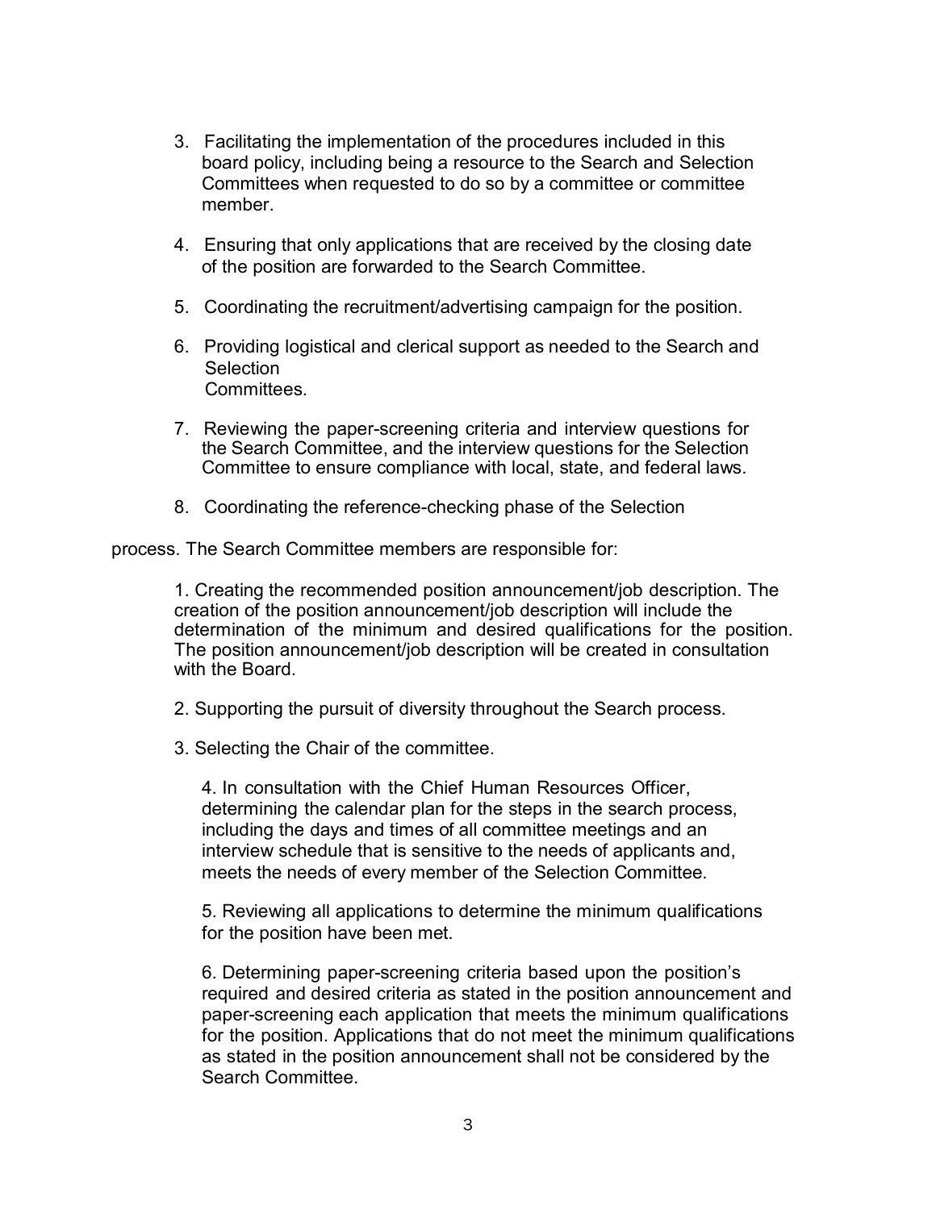3. Facilitating the implementation of the procedures included in this board policy, including being a resource to the Search and Selection Committees when requested to do so by a committee or committee member.

4. Ensuring that only applications that are received by the closing date of the position are forwarded to the Search Committee.

5. Coordinating the recruitment/advertising campaign for the position.

6. Providing logistical and clerical support as needed to the Search and Selection Committees.

7. Reviewing the paper-screening criteria and interview questions for the Search Committee, and the interview questions for the Selection Committee to ensure compliance with local, state, and federal laws.

8. Coordinating the reference-checking phase of the Selection

process. The Search Committee members are responsible for:

1. Creating the recommended position announcement/job description. The creation of the position announcement/job description will include the determination of the minimum and desired qualifications for the position. The position announcement/job description will be created in consultation with the Board.

2. Supporting the pursuit of diversity throughout the Search process.

3. Selecting the Chair of the committee.

4. In consultation with the Chief Human Resources Officer, determining the calendar plan for the steps in the search process, including the days and times of all committee meetings and an interview schedule that is sensitive to the needs of applicants and, meets the needs of every member of the Selection Committee.

5. Reviewing all applications to determine the minimum qualifications for the position have been met.

6. Determining paper-screening criteria based upon the position's required and desired criteria as stated in the position announcement and paper-screening each application that meets the minimum qualifications for the position. Applications that do not meet the minimum qualifications as stated in the position announcement shall not be considered by the Search Committee.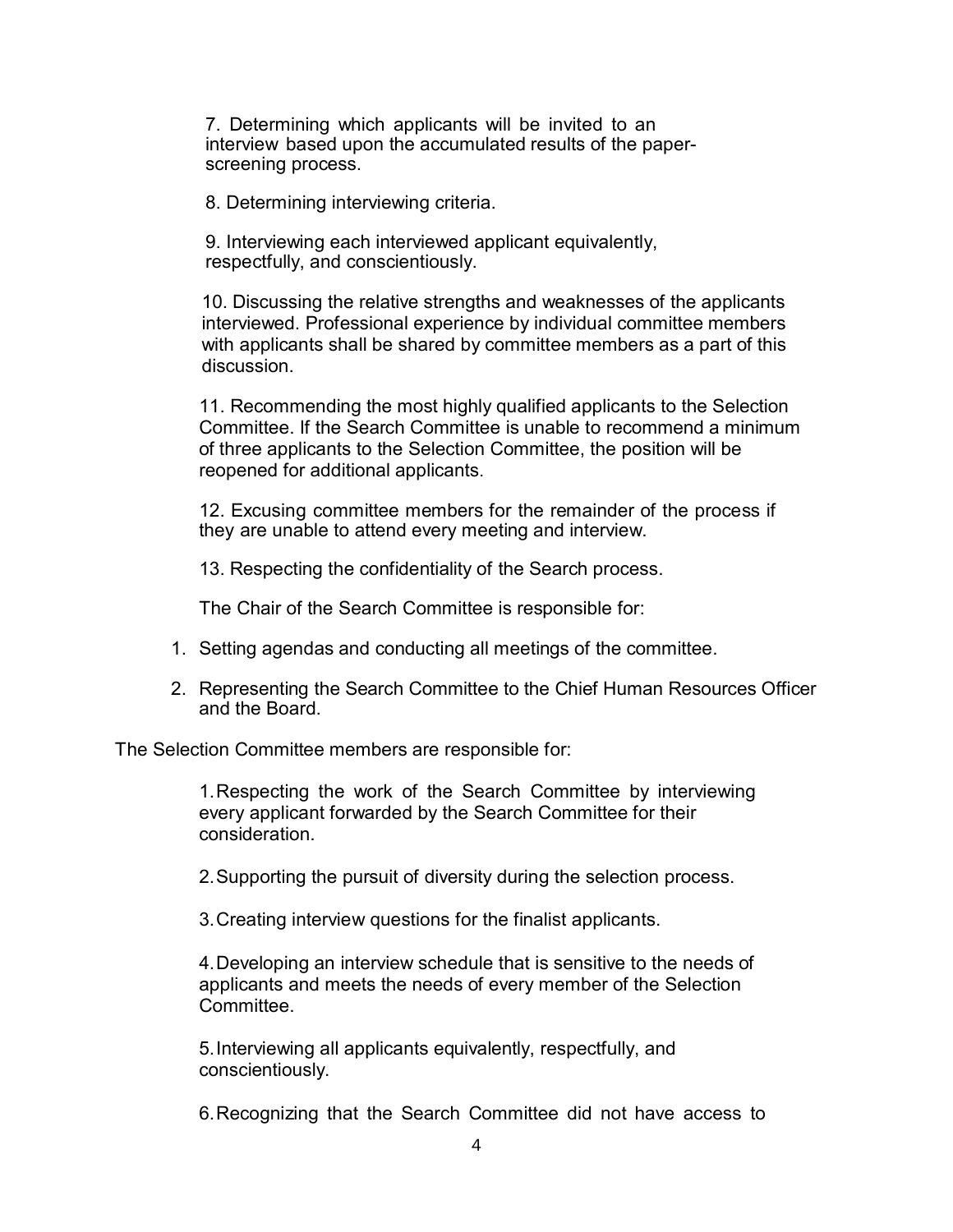7. Determining which applicants will be invited to an interview based upon the accumulated results of the paper-screening process.

8. Determining interviewing criteria.

9. Interviewing each interviewed applicant equivalently, respectfully, and conscientiously.

10. Discussing the relative strengths and weaknesses of the applicants interviewed. Professional experience by individual committee members with applicants shall be shared by committee members as a part of this discussion.

11. Recommending the most highly qualified applicants to the Selection Committee. If the Search Committee is unable to recommend a minimum of three applicants to the Selection Committee, the position will be reopened for additional applicants.

12. Excusing committee members for the remainder of the process if they are unable to attend every meeting and interview.

13. Respecting the confidentiality of the Search process.

The Chair of the Search Committee is responsible for:

1. Setting agendas and conducting all meetings of the committee.
2. Representing the Search Committee to the Chief Human Resources Officer and the Board.

The Selection Committee members are responsible for:

1. Respecting the work of the Search Committee by interviewing every applicant forwarded by the Search Committee for their consideration.

2. Supporting the pursuit of diversity during the selection process.

3. Creating interview questions for the finalist applicants.

4. Developing an interview schedule that is sensitive to the needs of applicants and meets the needs of every member of the Selection Committee.

5. Interviewing all applicants equivalently, respectfully, and conscientiously.

6. Recognizing that the Search Committee did not have access to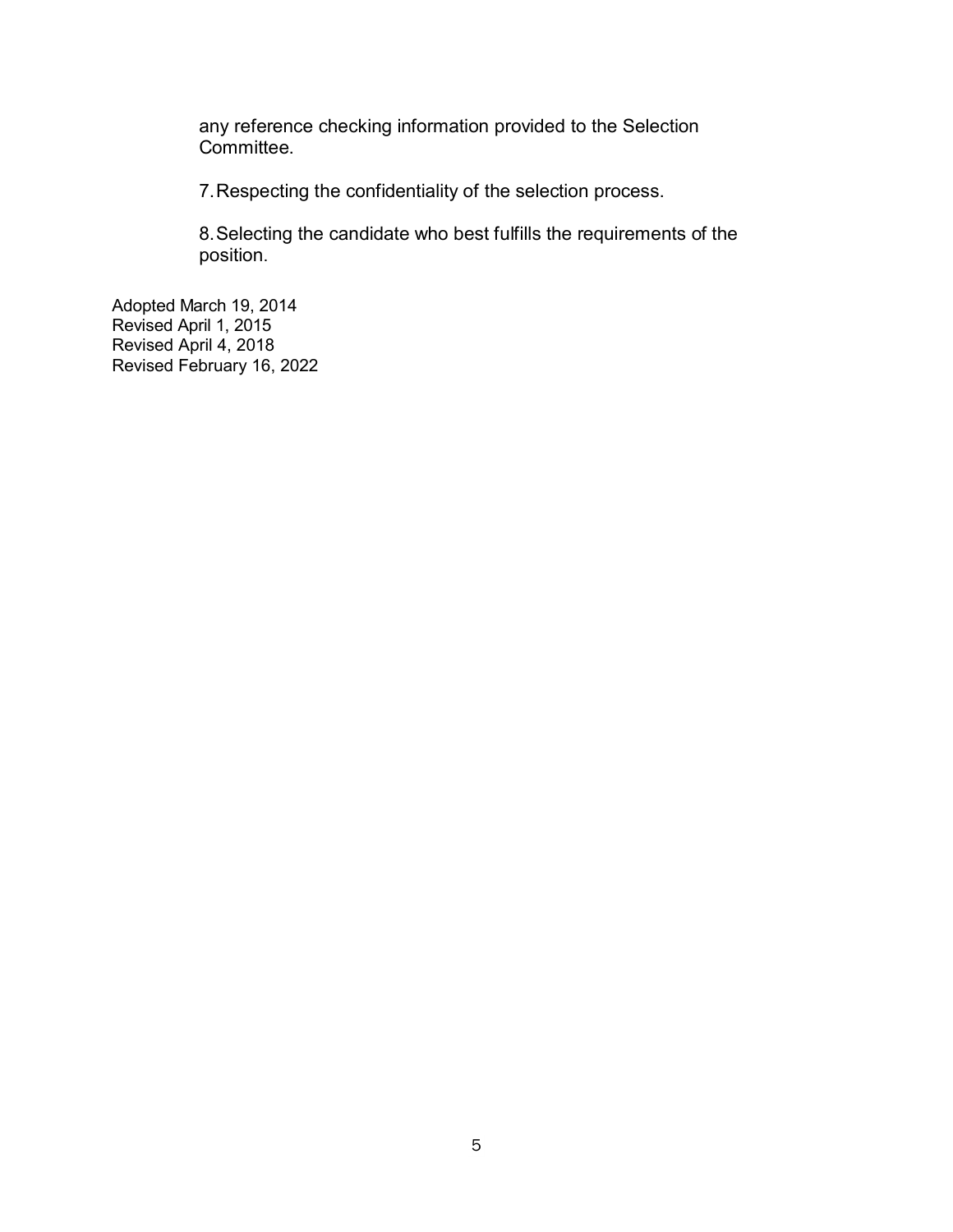any reference checking information provided to the Selection Committee.

7. Respecting the confidentiality of the selection process.

8. Selecting the candidate who best fulfills the requirements of the position.

Adopted March 19, 2014
Revised April 1, 2015
Revised April 4, 2018
Revised February 16, 2022